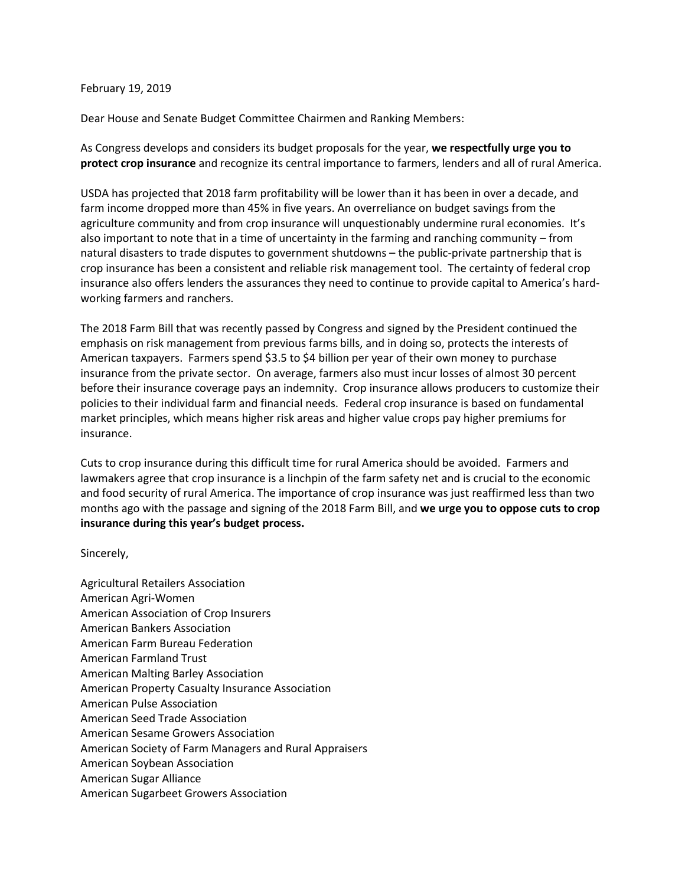February 19, 2019

Dear House and Senate Budget Committee Chairmen and Ranking Members:

As Congress develops and considers its budget proposals for the year, **we respectfully urge you to protect crop insurance** and recognize its central importance to farmers, lenders and all of rural America.

USDA has projected that 2018 farm profitability will be lower than it has been in over a decade, and farm income dropped more than 45% in five years. An overreliance on budget savings from the agriculture community and from crop insurance will unquestionably undermine rural economies. It's also important to note that in a time of uncertainty in the farming and ranching community – from natural disasters to trade disputes to government shutdowns – the public-private partnership that is crop insurance has been a consistent and reliable risk management tool. The certainty of federal crop insurance also offers lenders the assurances they need to continue to provide capital to America's hard-working farmers and ranchers.

The 2018 Farm Bill that was recently passed by Congress and signed by the President continued the emphasis on risk management from previous farms bills, and in doing so, protects the interests of American taxpayers. Farmers spend $3.5 to $4 billion per year of their own money to purchase insurance from the private sector. On average, farmers also must incur losses of almost 30 percent before their insurance coverage pays an indemnity. Crop insurance allows producers to customize their policies to their individual farm and financial needs. Federal crop insurance is based on fundamental market principles, which means higher risk areas and higher value crops pay higher premiums for insurance.

Cuts to crop insurance during this difficult time for rural America should be avoided. Farmers and lawmakers agree that crop insurance is a linchpin of the farm safety net and is crucial to the economic and food security of rural America. The importance of crop insurance was just reaffirmed less than two months ago with the passage and signing of the 2018 Farm Bill, and **we urge you to oppose cuts to crop insurance during this year's budget process.**

Sincerely,

Agricultural Retailers Association
American Agri-Women
American Association of Crop Insurers
American Bankers Association
American Farm Bureau Federation
American Farmland Trust
American Malting Barley Association
American Property Casualty Insurance Association
American Pulse Association
American Seed Trade Association
American Sesame Growers Association
American Society of Farm Managers and Rural Appraisers
American Soybean Association
American Sugar Alliance
American Sugarbeet Growers Association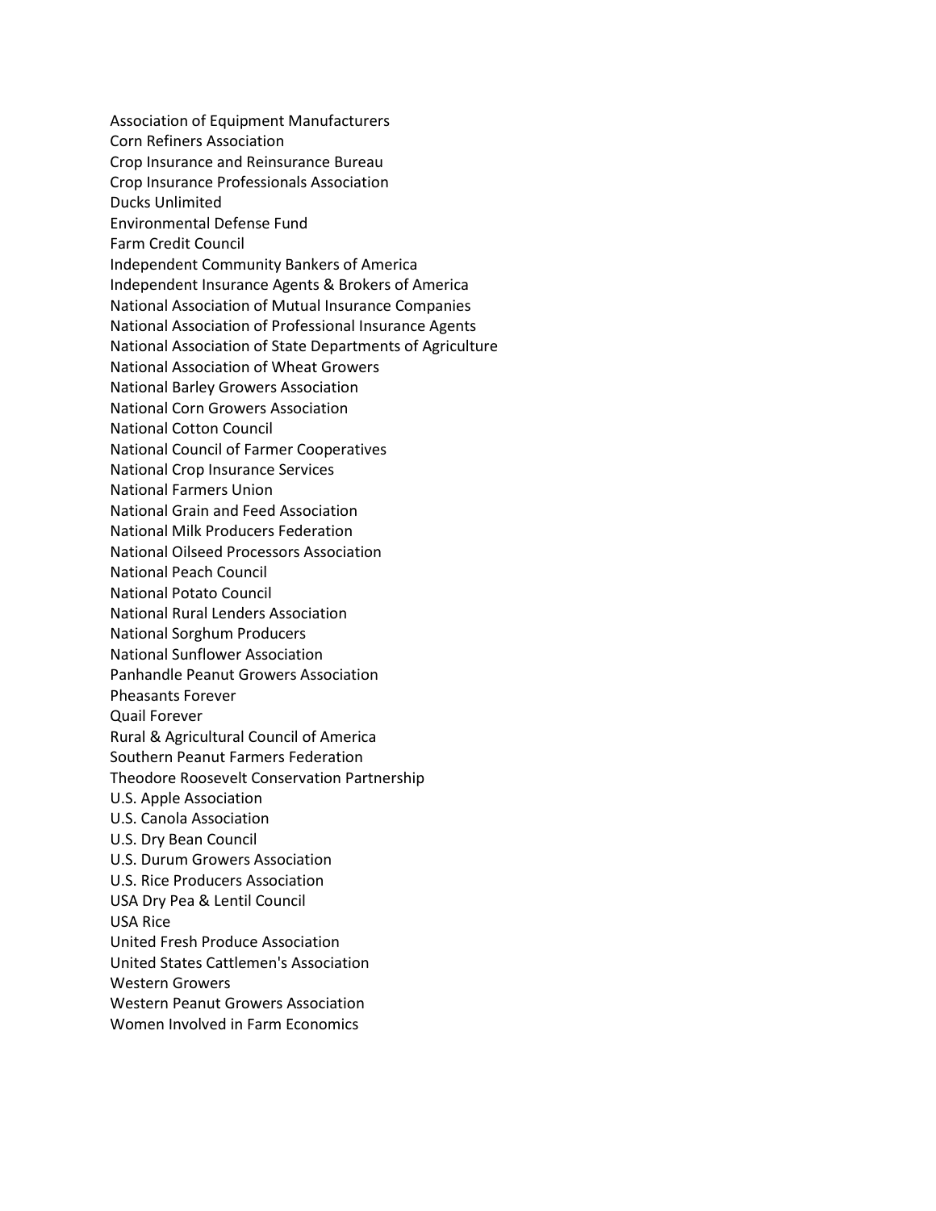Association of Equipment Manufacturers
Corn Refiners Association
Crop Insurance and Reinsurance Bureau
Crop Insurance Professionals Association
Ducks Unlimited
Environmental Defense Fund
Farm Credit Council
Independent Community Bankers of America
Independent Insurance Agents & Brokers of America
National Association of Mutual Insurance Companies
National Association of Professional Insurance Agents
National Association of State Departments of Agriculture
National Association of Wheat Growers
National Barley Growers Association
National Corn Growers Association
National Cotton Council
National Council of Farmer Cooperatives
National Crop Insurance Services
National Farmers Union
National Grain and Feed Association
National Milk Producers Federation
National Oilseed Processors Association
National Peach Council
National Potato Council
National Rural Lenders Association
National Sorghum Producers
National Sunflower Association
Panhandle Peanut Growers Association
Pheasants Forever
Quail Forever
Rural & Agricultural Council of America
Southern Peanut Farmers Federation
Theodore Roosevelt Conservation Partnership
U.S. Apple Association
U.S. Canola Association
U.S. Dry Bean Council
U.S. Durum Growers Association
U.S. Rice Producers Association
USA Dry Pea & Lentil Council
USA Rice
United Fresh Produce Association
United States Cattlemen's Association
Western Growers
Western Peanut Growers Association
Women Involved in Farm Economics